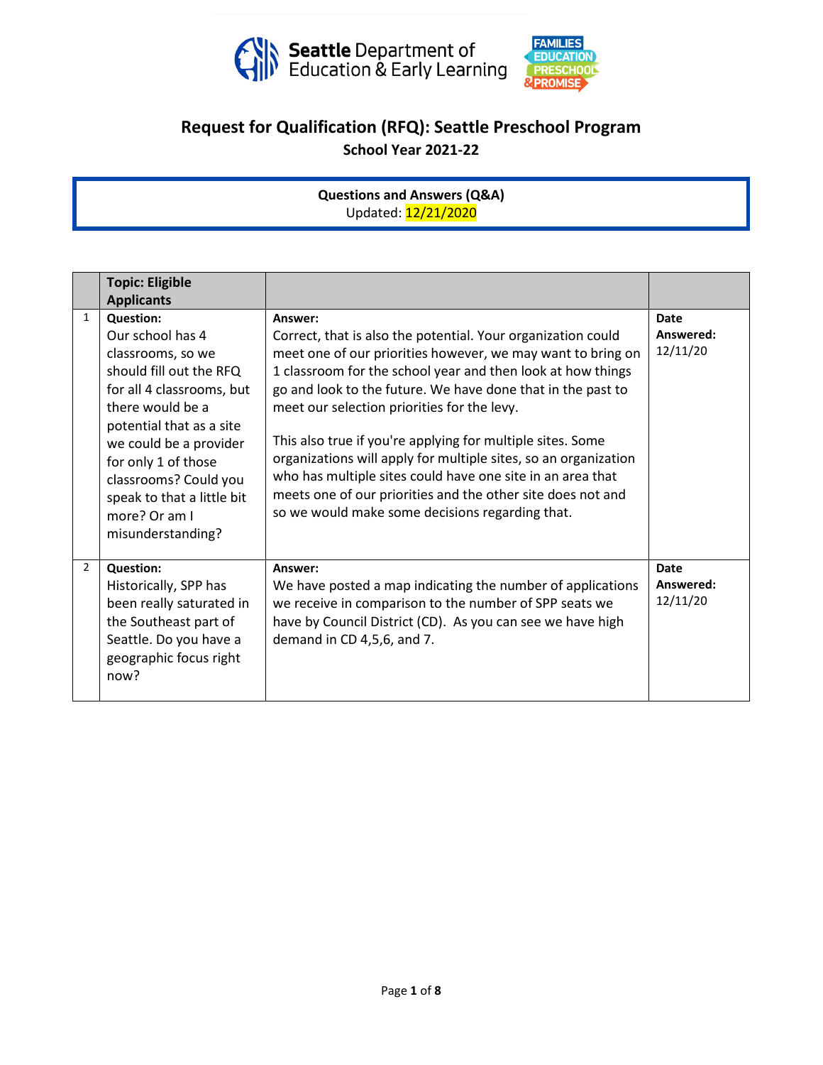Seattle Department of Education & Early Learning

FAMILIES EDUCATION PRESCHOOL & PROMISE

# Request for Qualification (RFQ): Seattle Preschool Program

## School Year 2021-22

**Questions and Answers (Q&A)**
Updated: 12/21/2020

| | **Topic: Eligible Applicants** | | |
|---|---|---|---|
| 1 | **Question:** Our school has 4 classrooms, so we should fill out the RFQ for all 4 classrooms, but there would be a potential that as a site we could be a provider for only 1 of those classrooms? Could you speak to that a little bit more? Or am I misunderstanding? | **Answer:** Correct, that is also the potential. Your organization could meet one of our priorities however, we may want to bring on 1 classroom for the school year and then look at how things go and look to the future. We have done that in the past to meet our selection priorities for the levy.<br><br>This also true if you're applying for multiple sites. Some organizations will apply for multiple sites, so an organization who has multiple sites could have one site in an area that meets one of our priorities and the other site does not and so we would make some decisions regarding that. | **Date Answered:** 12/11/20 |
| 2 | **Question:** Historically, SPP has been really saturated in the Southeast part of Seattle. Do you have a geographic focus right now? | **Answer:** We have posted a map indicating the number of applications we receive in comparison to the number of SPP seats we have by Council District (CD). As you can see we have high demand in CD 4,5,6, and 7. | **Date Answered:** 12/11/20 |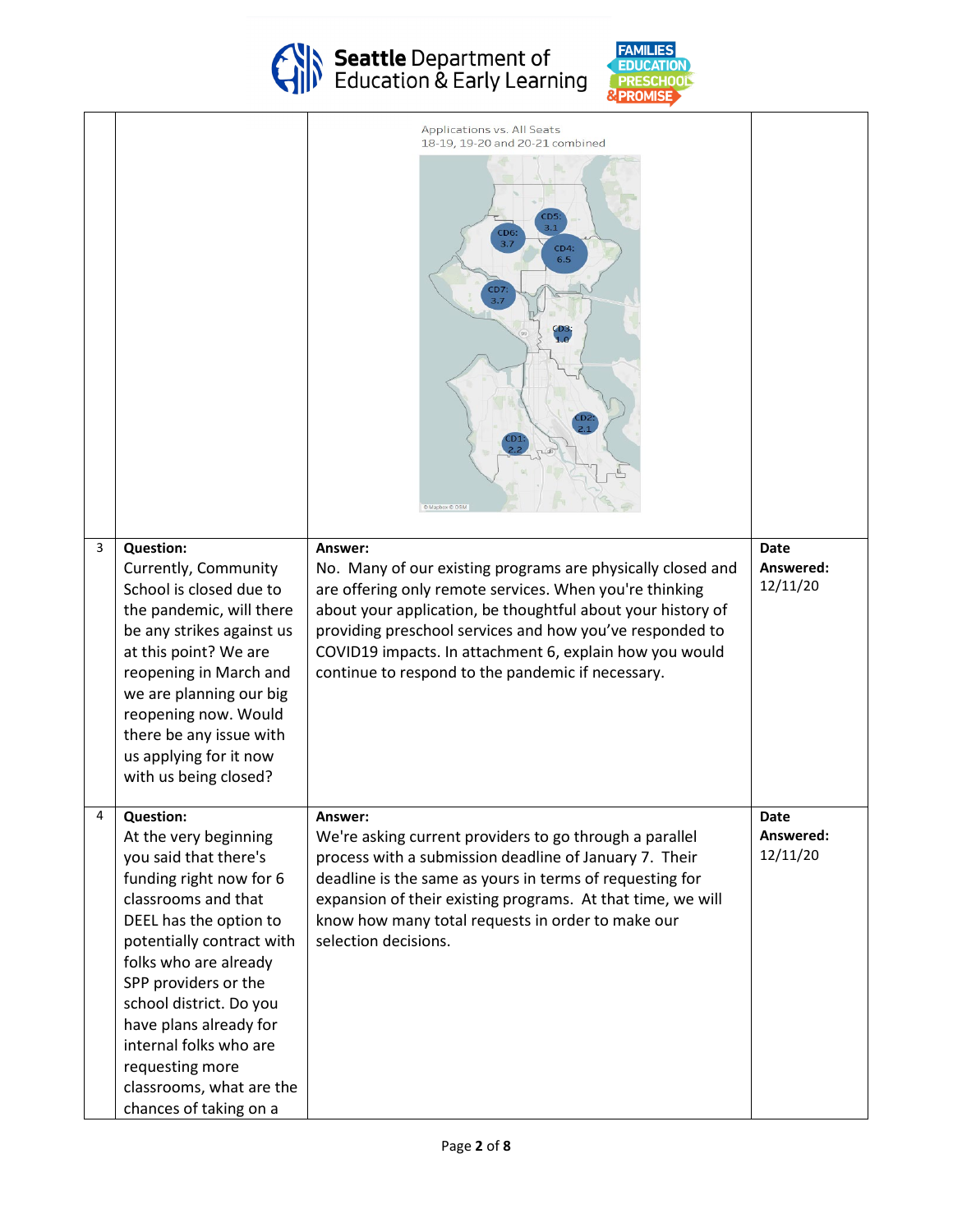| | | | |
|---|---|---|---|
| | | Applications vs. All Seats<br>18-19, 19-20 and 20-21 combined<br>CD5: 3.1<br>CD6: 3.7<br>CD4: 6.5<br>CD7: 3.7<br>CD3: 1.0<br>CD2: 2.1<br>CD1: 2.2 | |
| 3 | **Question:**<br>Currently, Community School is closed due to the pandemic, will there be any strikes against us at this point? We are reopening in March and we are planning our big reopening now. Would there be any issue with us applying for it now with us being closed? | **Answer:**<br>No. Many of our existing programs are physically closed and are offering only remote services. When you're thinking about your application, be thoughtful about your history of providing preschool services and how you've responded to COVID19 impacts. In attachment 6, explain how you would continue to respond to the pandemic if necessary. | **Date Answered:**<br>12/11/20 |
| 4 | **Question:**<br>At the very beginning you said that there's funding right now for 6 classrooms and that DEEL has the option to potentially contract with folks who are already SPP providers or the school district. Do you have plans already for internal folks who are requesting more classrooms, what are the chances of taking on a | **Answer:**<br>We're asking current providers to go through a parallel process with a submission deadline of January 7. Their deadline is the same as yours in terms of requesting for expansion of their existing programs. At that time, we will know how many total requests in order to make our selection decisions. | **Date Answered:**<br>12/11/20 |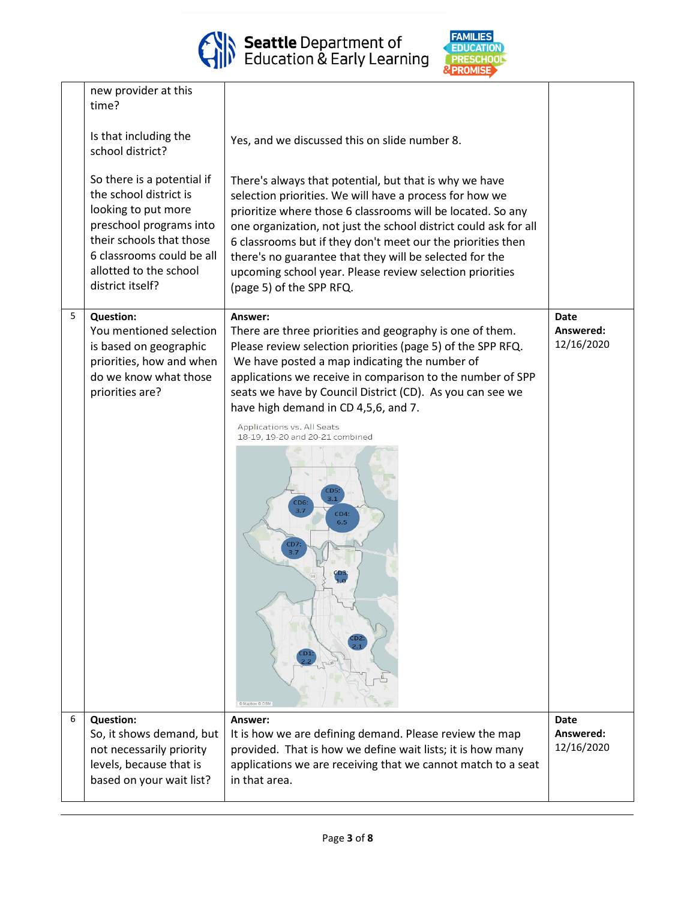| | | | |
|---|---|---|---|
| | new provider at this time?<br><br>Is that including the school district?<br><br>So there is a potential if the school district is looking to put more preschool programs into their schools that those 6 classrooms could be all allotted to the school district itself? | <br><br>Yes, and we discussed this on slide number 8.<br><br>There's always that potential, but that is why we have selection priorities. We will have a process for how we prioritize where those 6 classrooms will be located. So any one organization, not just the school district could ask for all 6 classrooms but if they don't meet our the priorities then there's no guarantee that they will be selected for the upcoming school year. Please review selection priorities (page 5) of the SPP RFQ. | |
| 5 | **Question:**<br>You mentioned selection is based on geographic priorities, how and when do we know what those priorities are? | **Answer:**<br>There are three priorities and geography is one of them. Please review selection priorities (page 5) of the SPP RFQ. We have posted a map indicating the number of applications we receive in comparison to the number of SPP seats we have by Council District (CD). As you can see we have high demand in CD 4,5,6, and 7.<br><br>Applications vs. All Seats<br>18-19, 19-20 and 20-21 combined<br>CD5: 3.1, CD6: 3.7, CD4: 6.5, CD7: 3.7, CD3: 1.0, CD2: 2.1, CD1: 2.2 | **Date Answered:**<br>12/16/2020 |
| 6 | **Question:**<br>So, it shows demand, but not necessarily priority levels, because that is based on your wait list? | **Answer:**<br>It is how we are defining demand. Please review the map provided. That is how we define wait lists; it is how many applications we are receiving that we cannot match to a seat in that area. | **Date Answered:**<br>12/16/2020 |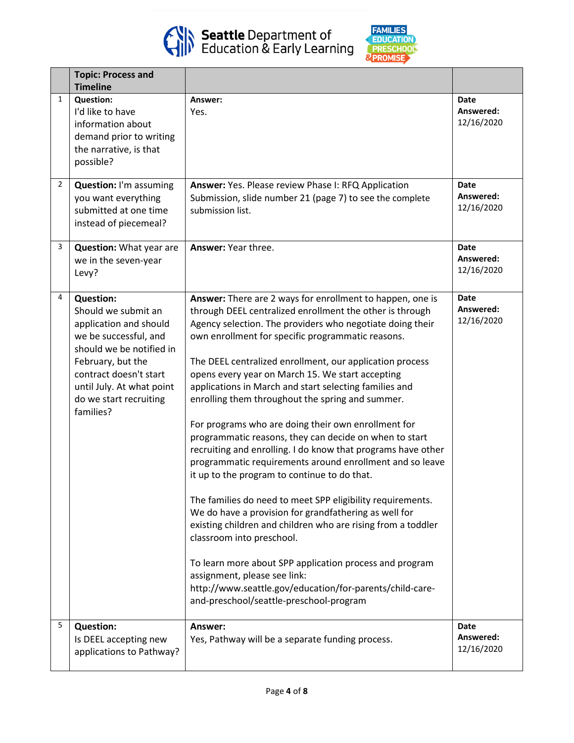|  | Topic: Process and Timeline |  |  |
|---|---|---|---|
| 1 | **Question:** I'd like to have information about demand prior to writing the narrative, is that possible? | **Answer:** Yes. | **Date Answered:** 12/16/2020 |
| 2 | **Question:** I'm assuming you want everything submitted at one time instead of piecemeal? | **Answer:** Yes. Please review Phase I: RFQ Application Submission, slide number 21 (page 7) to see the complete submission list. | **Date Answered:** 12/16/2020 |
| 3 | **Question:** What year are we in the seven-year Levy? | **Answer:** Year three. | **Date Answered:** 12/16/2020 |
| 4 | **Question:** Should we submit an application and should we be successful, and should we be notified in February, but the contract doesn't start until July. At what point do we start recruiting families? | **Answer:** There are 2 ways for enrollment to happen, one is through DEEL centralized enrollment the other is through Agency selection. The providers who negotiate doing their own enrollment for specific programmatic reasons.<br><br>The DEEL centralized enrollment, our application process opens every year on March 15. We start accepting applications in March and start selecting families and enrolling them throughout the spring and summer.<br><br>For programs who are doing their own enrollment for programmatic reasons, they can decide on when to start recruiting and enrolling. I do know that programs have other programmatic requirements around enrollment and so leave it up to the program to continue to do that.<br><br>The families do need to meet SPP eligibility requirements. We do have a provision for grandfathering as well for existing children and children who are rising from a toddler classroom into preschool.<br><br>To learn more about SPP application process and program assignment, please see link: http://www.seattle.gov/education/for-parents/child-care-and-preschool/seattle-preschool-program | **Date Answered:** 12/16/2020 |
| 5 | **Question:** Is DEEL accepting new applications to Pathway? | **Answer:** Yes, Pathway will be a separate funding process. | **Date Answered:** 12/16/2020 |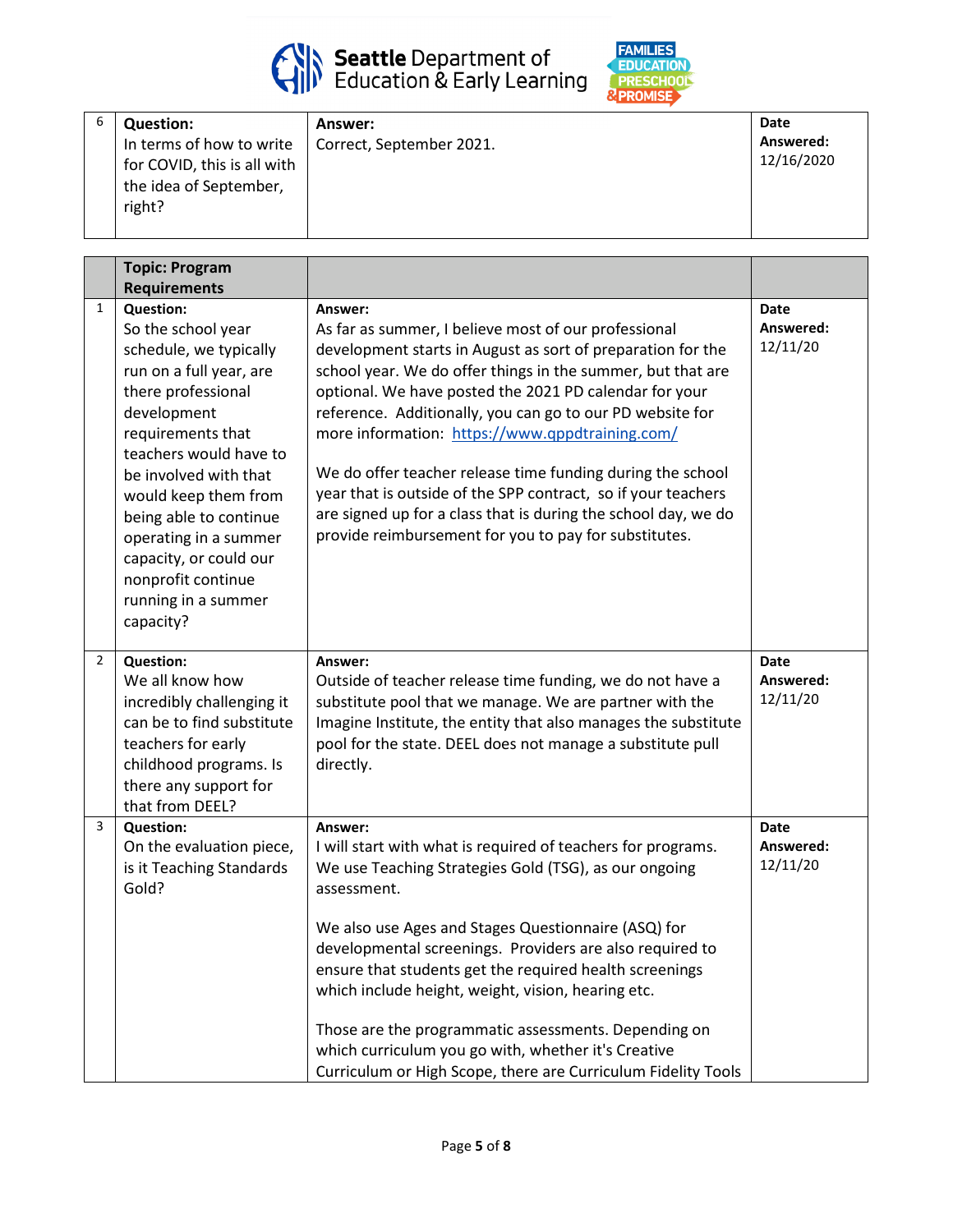| 6 | **Question:** In terms of how to write for COVID, this is all with the idea of September, right? | **Answer:** Correct, September 2021. | **Date Answered:** 12/16/2020 |
|---|---|---|---|

| | **Topic: Program Requirements** | | |
|---|---|---|---|
| 1 | **Question:** So the school year schedule, we typically run on a full year, are there professional development requirements that teachers would have to be involved with that would keep them from being able to continue operating in a summer capacity, or could our nonprofit continue running in a summer capacity? | **Answer:** As far as summer, I believe most of our professional development starts in August as sort of preparation for the school year. We do offer things in the summer, but that are optional. We have posted the 2021 PD calendar for your reference. Additionally, you can go to our PD website for more information: https://www.qppdtraining.com/ <br><br> We do offer teacher release time funding during the school year that is outside of the SPP contract, so if your teachers are signed up for a class that is during the school day, we do provide reimbursement for you to pay for substitutes. | **Date Answered:** 12/11/20 |
| 2 | **Question:** We all know how incredibly challenging it can be to find substitute teachers for early childhood programs. Is there any support for that from DEEL? | **Answer:** Outside of teacher release time funding, we do not have a substitute pool that we manage. We are partner with the Imagine Institute, the entity that also manages the substitute pool for the state. DEEL does not manage a substitute pull directly. | **Date Answered:** 12/11/20 |
| 3 | **Question:** On the evaluation piece, is it Teaching Standards Gold? | **Answer:** I will start with what is required of teachers for programs. We use Teaching Strategies Gold (TSG), as our ongoing assessment. <br><br> We also use Ages and Stages Questionnaire (ASQ) for developmental screenings. Providers are also required to ensure that students get the required health screenings which include height, weight, vision, hearing etc. <br><br> Those are the programmatic assessments. Depending on which curriculum you go with, whether it's Creative Curriculum or High Scope, there are Curriculum Fidelity Tools | **Date Answered:** 12/11/20 |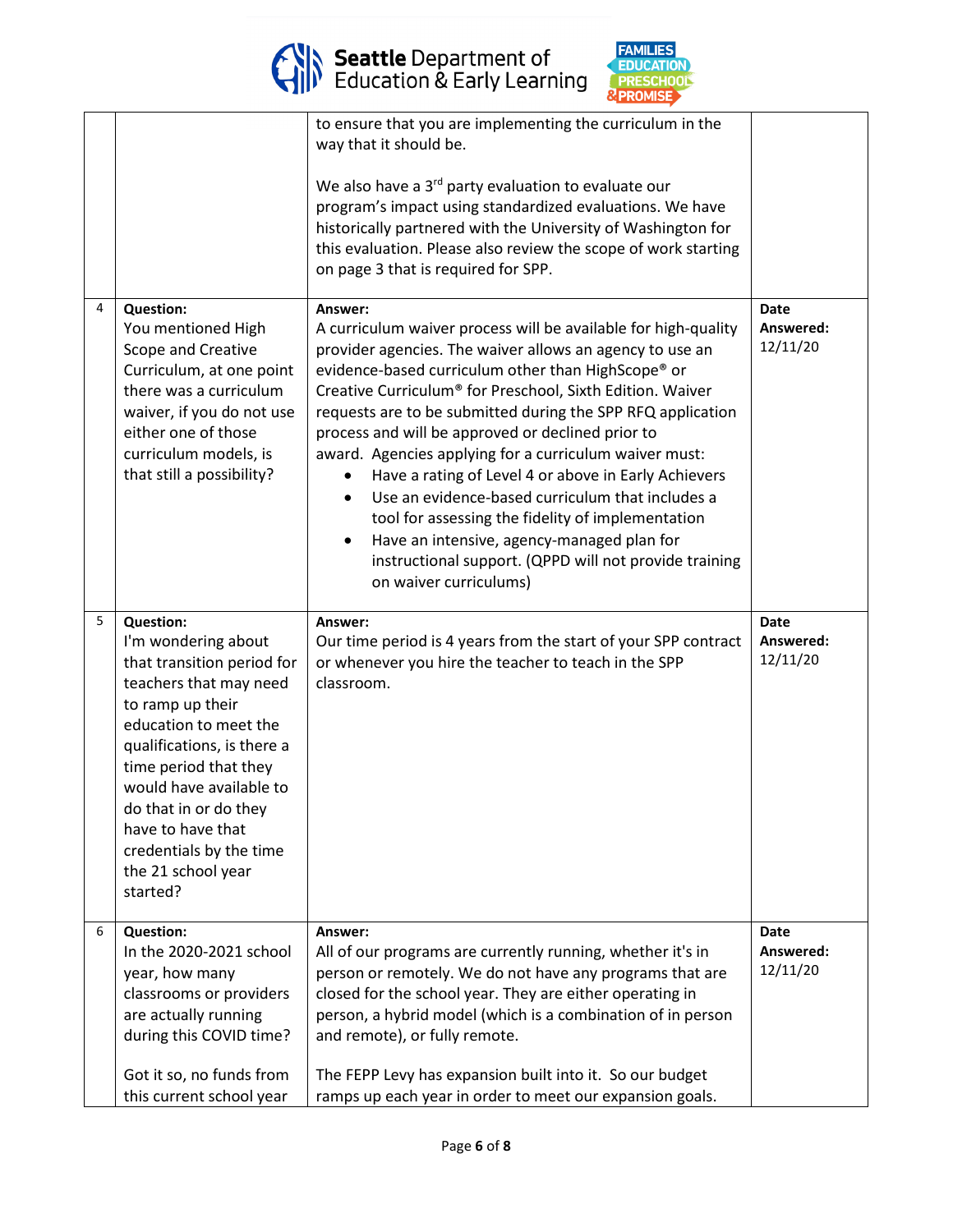| | | | |
|---|---|---|---|
| | | to ensure that you are implementing the curriculum in the way that it should be.<br><br>We also have a 3rd party evaluation to evaluate our program's impact using standardized evaluations. We have historically partnered with the University of Washington for this evaluation. Please also review the scope of work starting on page 3 that is required for SPP. | |
| 4 | **Question:**<br>You mentioned High Scope and Creative Curriculum, at one point there was a curriculum waiver, if you do not use either one of those curriculum models, is that still a possibility? | **Answer:**<br>A curriculum waiver process will be available for high-quality provider agencies. The waiver allows an agency to use an evidence-based curriculum other than HighScope® or Creative Curriculum® for Preschool, Sixth Edition. Waiver requests are to be submitted during the SPP RFQ application process and will be approved or declined prior to award. Agencies applying for a curriculum waiver must:<br>• Have a rating of Level 4 or above in Early Achievers<br>• Use an evidence-based curriculum that includes a tool for assessing the fidelity of implementation<br>• Have an intensive, agency-managed plan for instructional support. (QPPD will not provide training on waiver curriculums) | **Date Answered:** 12/11/20 |
| 5 | **Question:**<br>I'm wondering about that transition period for teachers that may need to ramp up their education to meet the qualifications, is there a time period that they would have available to do that in or do they have to have that credentials by the time the 21 school year started? | **Answer:**<br>Our time period is 4 years from the start of your SPP contract or whenever you hire the teacher to teach in the SPP classroom. | **Date Answered:** 12/11/20 |
| 6 | **Question:**<br>In the 2020-2021 school year, how many classrooms or providers are actually running during this COVID time?<br><br>Got it so, no funds from this current school year | **Answer:**<br>All of our programs are currently running, whether it's in person or remotely. We do not have any programs that are closed for the school year. They are either operating in person, a hybrid model (which is a combination of in person and remote), or fully remote.<br><br>The FEPP Levy has expansion built into it. So our budget ramps up each year in order to meet our expansion goals. | **Date Answered:** 12/11/20 |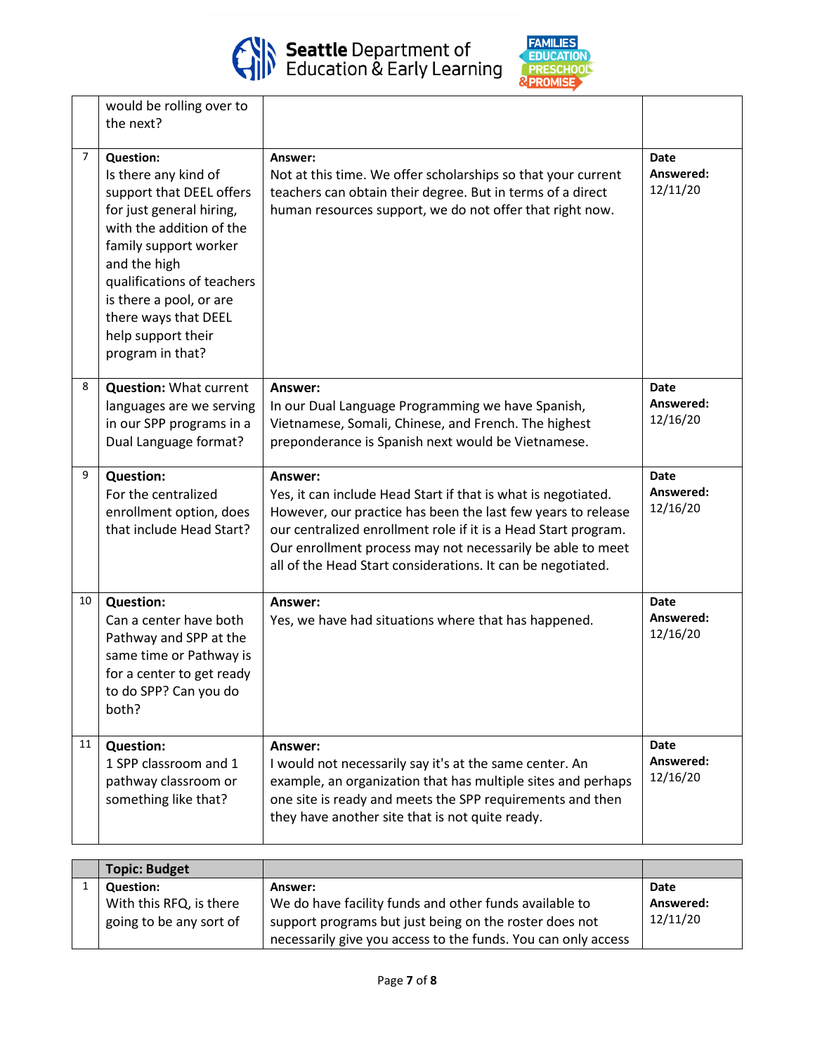| | | | |
|---|---|---|---|
| | would be rolling over to the next? | | |
| 7 | **Question:** Is there any kind of support that DEEL offers for just general hiring, with the addition of the family support worker and the high qualifications of teachers is there a pool, or are there ways that DEEL help support their program in that? | **Answer:** Not at this time. We offer scholarships so that your current teachers can obtain their degree. But in terms of a direct human resources support, we do not offer that right now. | **Date Answered:** 12/11/20 |
| 8 | **Question:** What current languages are we serving in our SPP programs in a Dual Language format? | **Answer:** In our Dual Language Programming we have Spanish, Vietnamese, Somali, Chinese, and French. The highest preponderance is Spanish next would be Vietnamese. | **Date Answered:** 12/16/20 |
| 9 | **Question:** For the centralized enrollment option, does that include Head Start? | **Answer:** Yes, it can include Head Start if that is what is negotiated. However, our practice has been the last few years to release our centralized enrollment role if it is a Head Start program. Our enrollment process may not necessarily be able to meet all of the Head Start considerations. It can be negotiated. | **Date Answered:** 12/16/20 |
| 10 | **Question:** Can a center have both Pathway and SPP at the same time or Pathway is for a center to get ready to do SPP? Can you do both? | **Answer:** Yes, we have had situations where that has happened. | **Date Answered:** 12/16/20 |
| 11 | **Question:** 1 SPP classroom and 1 pathway classroom or something like that? | **Answer:** I would not necessarily say it's at the same center. An example, an organization that has multiple sites and perhaps one site is ready and meets the SPP requirements and then they have another site that is not quite ready. | **Date Answered:** 12/16/20 |

| | **Topic: Budget** | | |
|---|---|---|---|
| 1 | **Question:** With this RFQ, is there going to be any sort of | **Answer:** We do have facility funds and other funds available to support programs but just being on the roster does not necessarily give you access to the funds. You can only access | **Date Answered:** 12/11/20 |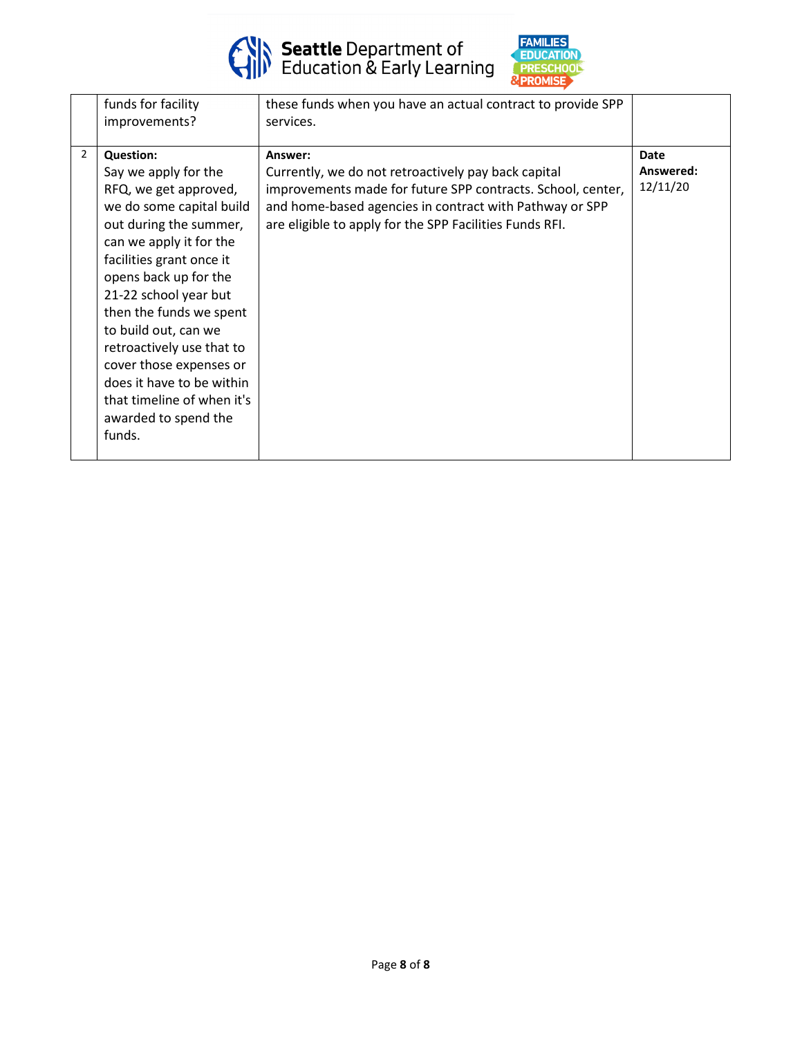| | | | |
|---|---|---|---|
| | funds for facility improvements? | these funds when you have an actual contract to provide SPP services. | |
| 2 | **Question:** Say we apply for the RFQ, we get approved, we do some capital build out during the summer, can we apply it for the facilities grant once it opens back up for the 21-22 school year but then the funds we spent to build out, can we retroactively use that to cover those expenses or does it have to be within that timeline of when it's awarded to spend the funds. | **Answer:** Currently, we do not retroactively pay back capital improvements made for future SPP contracts. School, center, and home-based agencies in contract with Pathway or SPP are eligible to apply for the SPP Facilities Funds RFI. | **Date Answered:** 12/11/20 |